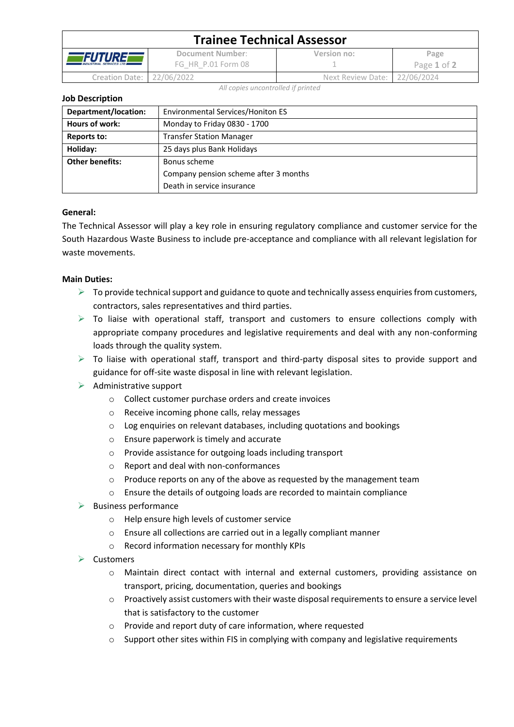# Trainee Technical Assessor

| FUTURE INDUSTRIAL SERVICES LTD | Document Number: FG_HR_P.01 Form 08 | Version no: 1 | Page |
|---|---|---|---|
| Creation Date: | 22/06/2022 | Next Review Date: | 22/06/2024 |

*All copies uncontrolled if printed*

**Job Description**

| | |
|---|---|
| **Department/location:** | Environmental Services/Honiton ES |
| **Hours of work:** | Monday to Friday 0830 - 1700 |
| **Reports to:** | Transfer Station Manager |
| **Holiday:** | 25 days plus Bank Holidays |
| **Other benefits:** | Bonus scheme<br>Company pension scheme after 3 months<br>Death in service insurance |

**General:**

The Technical Assessor will play a key role in ensuring regulatory compliance and customer service for the South Hazardous Waste Business to include pre-acceptance and compliance with all relevant legislation for waste movements.

**Main Duties:**

- To provide technical support and guidance to quote and technically assess enquiries from customers, contractors, sales representatives and third parties.
- To liaise with operational staff, transport and customers to ensure collections comply with appropriate company procedures and legislative requirements and deal with any non-conforming loads through the quality system.
- To liaise with operational staff, transport and third-party disposal sites to provide support and guidance for off-site waste disposal in line with relevant legislation.
- Administrative support
  - Collect customer purchase orders and create invoices
  - Receive incoming phone calls, relay messages
  - Log enquiries on relevant databases, including quotations and bookings
  - Ensure paperwork is timely and accurate
  - Provide assistance for outgoing loads including transport
  - Report and deal with non-conformances
  - Produce reports on any of the above as requested by the management team
  - Ensure the details of outgoing loads are recorded to maintain compliance
- Business performance
  - Help ensure high levels of customer service
  - Ensure all collections are carried out in a legally compliant manner
  - Record information necessary for monthly KPIs
- Customers
  - Maintain direct contact with internal and external customers, providing assistance on transport, pricing, documentation, queries and bookings
  - Proactively assist customers with their waste disposal requirements to ensure a service level that is satisfactory to the customer
  - Provide and report duty of care information, where requested
  - Support other sites within FIS in complying with company and legislative requirements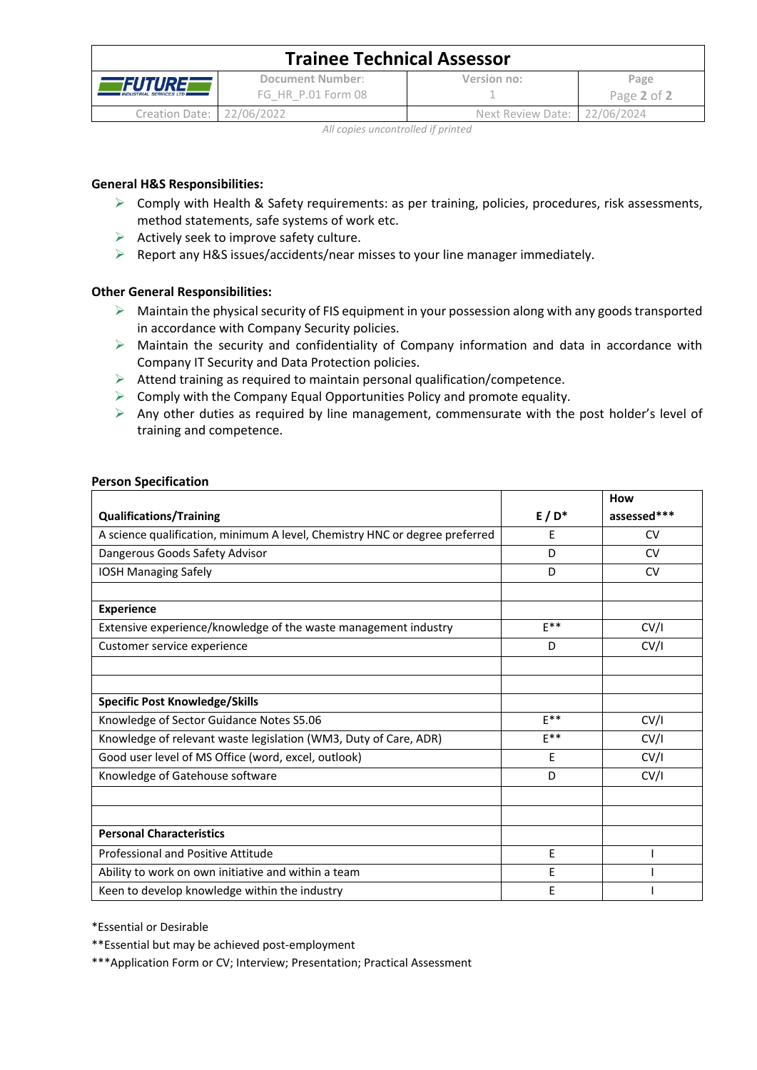**General H&S Responsibilities:**

- Comply with Health & Safety requirements: as per training, policies, procedures, risk assessments, method statements, safe systems of work etc.
- Actively seek to improve safety culture.
- Report any H&S issues/accidents/near misses to your line manager immediately.

**Other General Responsibilities:**

- Maintain the physical security of FIS equipment in your possession along with any goods transported in accordance with Company Security policies.
- Maintain the security and confidentiality of Company information and data in accordance with Company IT Security and Data Protection policies.
- Attend training as required to maintain personal qualification/competence.
- Comply with the Company Equal Opportunities Policy and promote equality.
- Any other duties as required by line management, commensurate with the post holder's level of training and competence.

**Person Specification**

| **Qualifications/Training** | **E / D*** | **How assessed***** |
|---|---|---|
| A science qualification, minimum A level, Chemistry HNC or degree preferred | E | CV |
| Dangerous Goods Safety Advisor | D | CV |
| IOSH Managing Safely | D | CV |
| | | |
| **Experience** | | |
| Extensive experience/knowledge of the waste management industry | E** | CV/I |
| Customer service experience | D | CV/I |
| | | |
| | | |
| **Specific Post Knowledge/Skills** | | |
| Knowledge of Sector Guidance Notes S5.06 | E** | CV/I |
| Knowledge of relevant waste legislation (WM3, Duty of Care, ADR) | E** | CV/I |
| Good user level of MS Office (word, excel, outlook) | E | CV/I |
| Knowledge of Gatehouse software | D | CV/I |
| | | |
| | | |
| **Personal Characteristics** | | |
| Professional and Positive Attitude | E | I |
| Ability to work on own initiative and within a team | E | I |
| Keen to develop knowledge within the industry | E | I |

*Essential or Desirable

**Essential but may be achieved post-employment

***Application Form or CV; Interview; Presentation; Practical Assessment